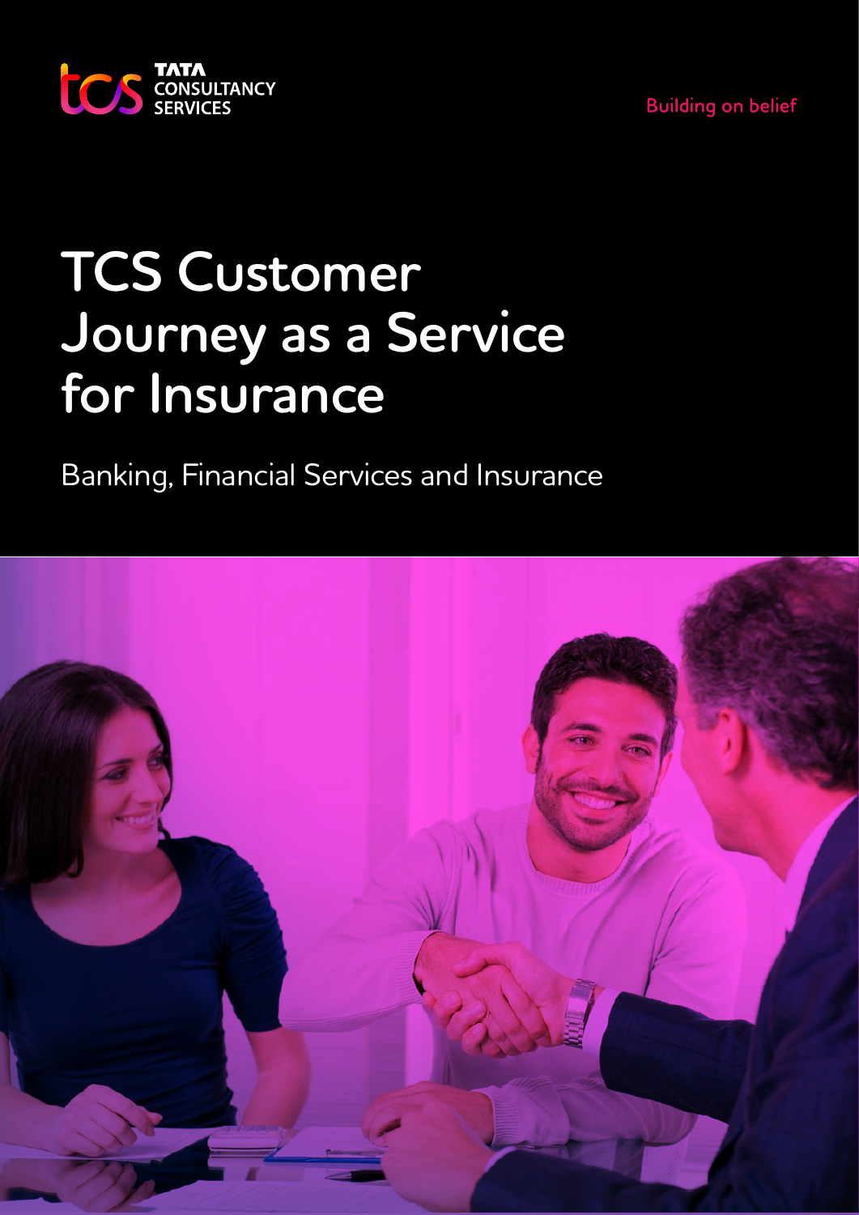TATA CONSULTANCY SERVICES

Building on belief

# TCS Customer Journey as a Service for Insurance

Banking, Financial Services and Insurance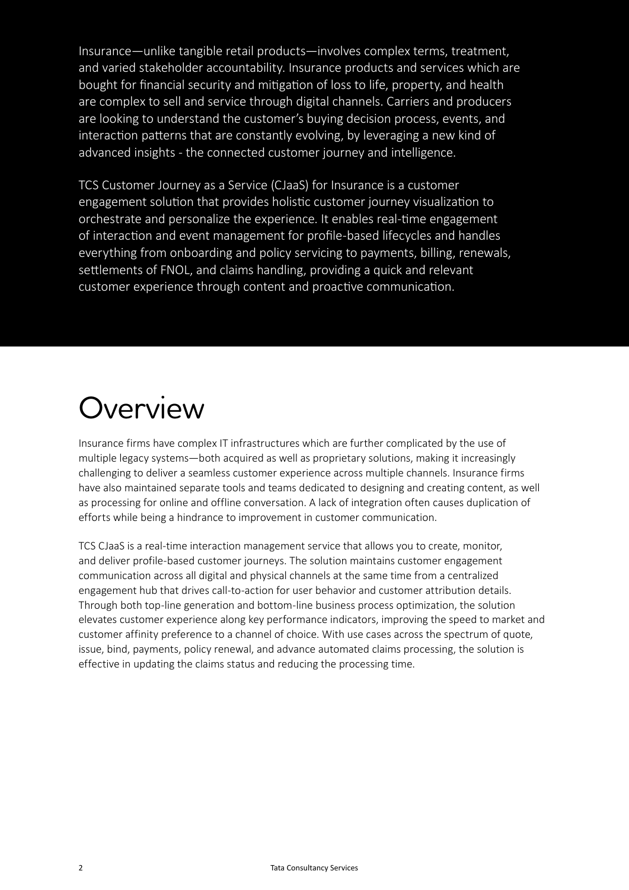Insurance—unlike tangible retail products—involves complex terms, treatment, and varied stakeholder accountability. Insurance products and services which are bought for financial security and mitigation of loss to life, property, and health are complex to sell and service through digital channels. Carriers and producers are looking to understand the customer's buying decision process, events, and interaction patterns that are constantly evolving, by leveraging a new kind of advanced insights - the connected customer journey and intelligence.

TCS Customer Journey as a Service (CJaaS) for Insurance is a customer engagement solution that provides holistic customer journey visualization to orchestrate and personalize the experience. It enables real-time engagement of interaction and event management for profile-based lifecycles and handles everything from onboarding and policy servicing to payments, billing, renewals, settlements of FNOL, and claims handling, providing a quick and relevant customer experience through content and proactive communication.

# Overview

Insurance firms have complex IT infrastructures which are further complicated by the use of multiple legacy systems—both acquired as well as proprietary solutions, making it increasingly challenging to deliver a seamless customer experience across multiple channels. Insurance firms have also maintained separate tools and teams dedicated to designing and creating content, as well as processing for online and offline conversation. A lack of integration often causes duplication of efforts while being a hindrance to improvement in customer communication.

TCS CJaaS is a real-time interaction management service that allows you to create, monitor, and deliver profile-based customer journeys. The solution maintains customer engagement communication across all digital and physical channels at the same time from a centralized engagement hub that drives call-to-action for user behavior and customer attribution details. Through both top-line generation and bottom-line business process optimization, the solution elevates customer experience along key performance indicators, improving the speed to market and customer affinity preference to a channel of choice. With use cases across the spectrum of quote, issue, bind, payments, policy renewal, and advance automated claims processing, the solution is effective in updating the claims status and reducing the processing time.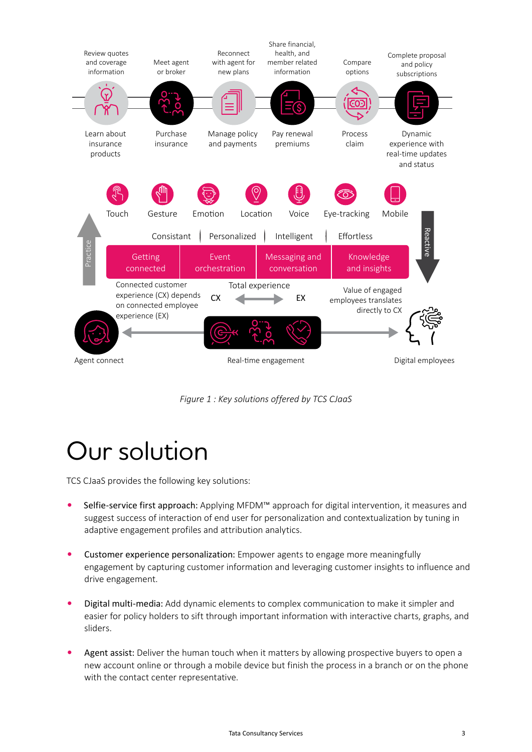Review quotes and coverage information

Meet agent or broker

Reconnect with agent for new plans

Share financial, health, and member related information

Compare options

Complete proposal and policy subscriptions

Learn about insurance products

Purchase insurance

Manage policy and payments

Pay renewal premiums

Process claim

Dynamic experience with real-time updates and status

Touch

Gesture

Emotion

Location

Voice

Eye-tracking

Mobile

Practice

Reactive

Consistant | Personalized | Intelligent | Effortless

Getting connected

Event orchestration

Messaging and conversation

Knowledge and insights

Connected customer experience (CX) depends on connected employee experience (EX)

Total experience

CX

EX

Value of engaged employees translates directly to CX

Agent connect

Real-time engagement

Digital employees

*Figure 1 : Key solutions offered by TCS CJaaS*

# Our solution

TCS CJaaS provides the following key solutions:

- Selfie-service first approach: Applying MFDM™ approach for digital intervention, it measures and suggest success of interaction of end user for personalization and contextualization by tuning in adaptive engagement profiles and attribution analytics.
- Customer experience personalization: Empower agents to engage more meaningfully engagement by capturing customer information and leveraging customer insights to influence and drive engagement.
- Digital multi-media: Add dynamic elements to complex communication to make it simpler and easier for policy holders to sift through important information with interactive charts, graphs, and sliders.
- Agent assist: Deliver the human touch when it matters by allowing prospective buyers to open a new account online or through a mobile device but finish the process in a branch or on the phone with the contact center representative.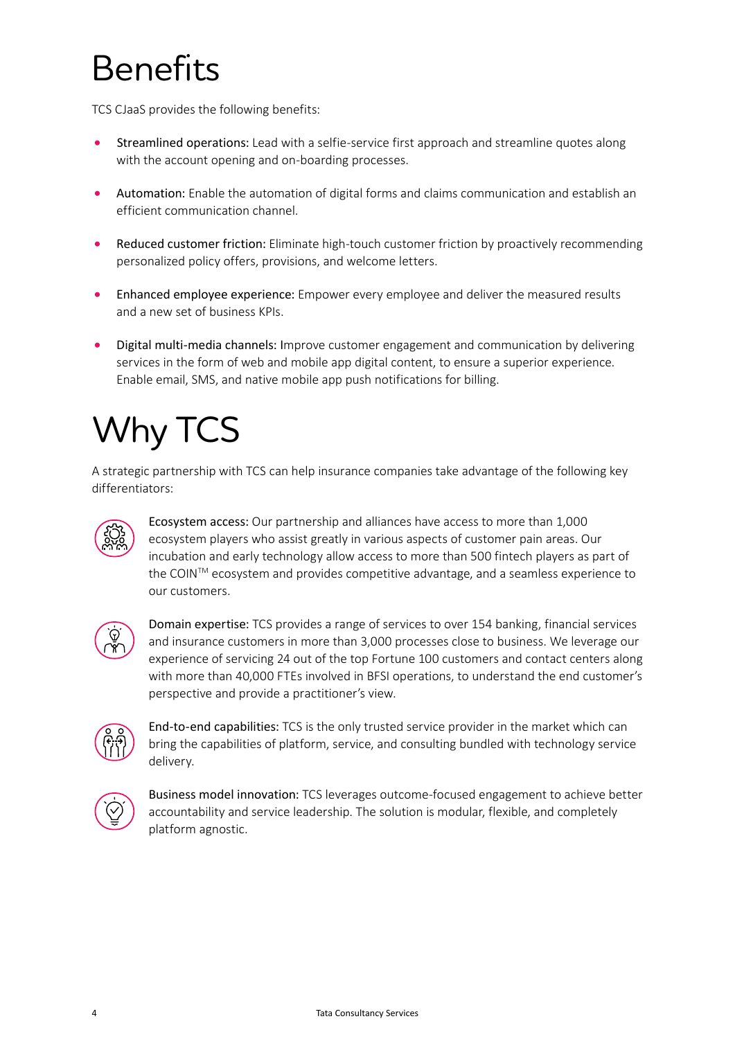# Benefits

TCS CJaaS provides the following benefits:

- Streamlined operations: Lead with a selfie-service first approach and streamline quotes along with the account opening and on-boarding processes.
- Automation: Enable the automation of digital forms and claims communication and establish an efficient communication channel.
- Reduced customer friction: Eliminate high-touch customer friction by proactively recommending personalized policy offers, provisions, and welcome letters.
- Enhanced employee experience: Empower every employee and deliver the measured results and a new set of business KPIs.
- Digital multi-media channels: Improve customer engagement and communication by delivering services in the form of web and mobile app digital content, to ensure a superior experience. Enable email, SMS, and native mobile app push notifications for billing.

# Why TCS

A strategic partnership with TCS can help insurance companies take advantage of the following key differentiators:

Ecosystem access: Our partnership and alliances have access to more than 1,000 ecosystem players who assist greatly in various aspects of customer pain areas. Our incubation and early technology allow access to more than 500 fintech players as part of the COIN™ ecosystem and provides competitive advantage, and a seamless experience to our customers.

Domain expertise: TCS provides a range of services to over 154 banking, financial services and insurance customers in more than 3,000 processes close to business. We leverage our experience of servicing 24 out of the top Fortune 100 customers and contact centers along with more than 40,000 FTEs involved in BFSI operations, to understand the end customer's perspective and provide a practitioner's view.

End-to-end capabilities: TCS is the only trusted service provider in the market which can bring the capabilities of platform, service, and consulting bundled with technology service delivery.

Business model innovation: TCS leverages outcome-focused engagement to achieve better accountability and service leadership. The solution is modular, flexible, and completely platform agnostic.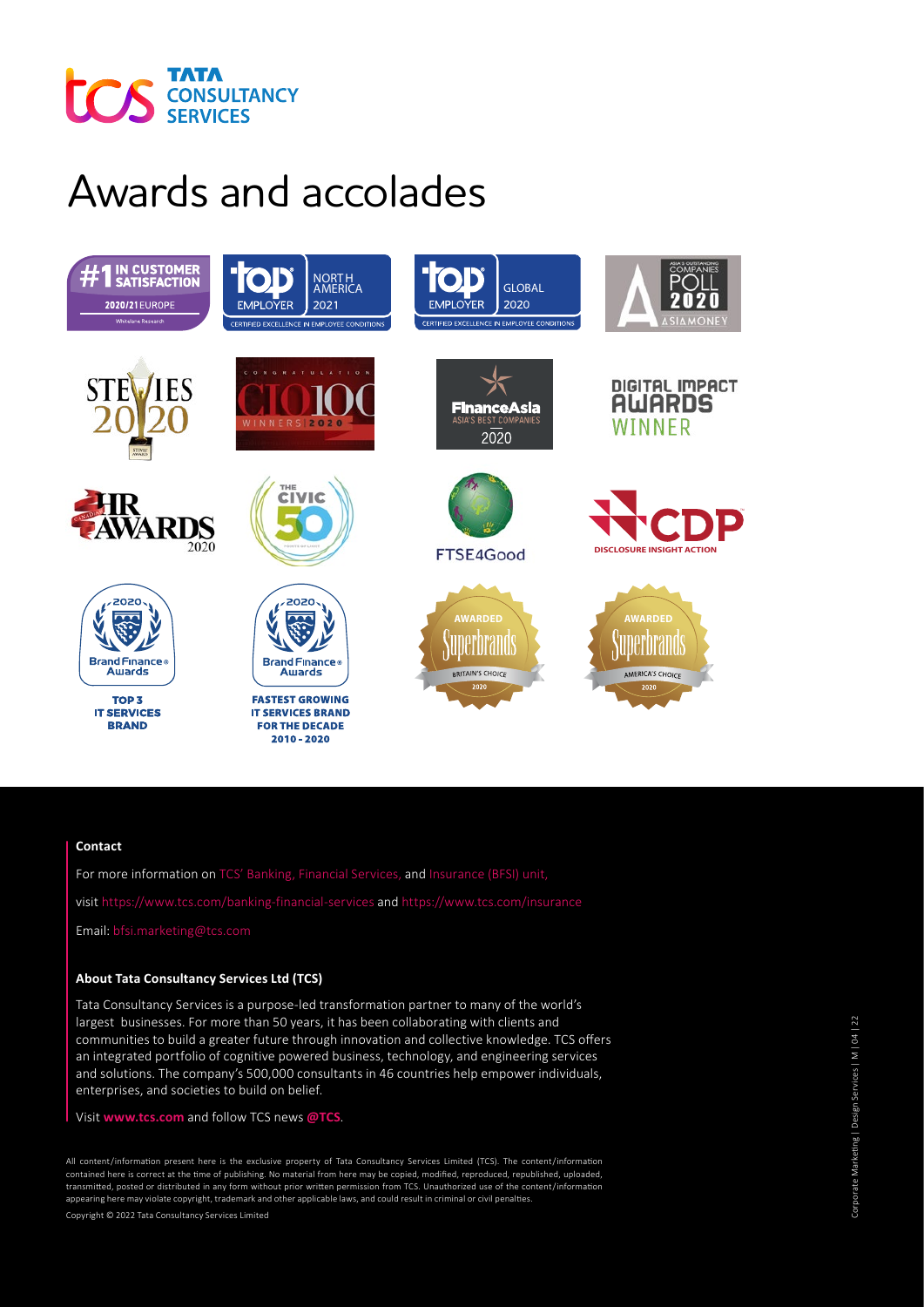# Awards and accolades

#1 IN CUSTOMER SATISFACTION
2020/21 EUROPE
Whitelane Research

TOP EMPLOYER NORTH AMERICA 2021
CERTIFIED EXCELLENCE IN EMPLOYEE CONDITIONS

TOP EMPLOYER GLOBAL 2020
CERTIFIED EXCELLENCE IN EMPLOYEE CONDITIONS

ASIA'S OUTSTANDING COMPANIES POLL 2020
ASIAMONEY

STEVIES 2020

CIO100 WINNERS 2020

FinanceAsia ASIA'S BEST COMPANIES 2020

DIGITAL IMPACT AWARDS WINNER

CANADIAN HR AWARDS 2020

THE CIVIC 50

FTSE4Good

CDP DISCLOSURE INSIGHT ACTION

2020 Brand Finance® Awards
TOP 3 IT SERVICES BRAND

2020 Brand Finance® Awards
FASTEST GROWING IT SERVICES BRAND FOR THE DECADE 2010 - 2020

AWARDED Superbrands BRITAIN'S CHOICE 2020

AWARDED Superbrands AMERICA'S CHOICE 2020

**Contact**

For more information on TCS' Banking, Financial Services, and Insurance (BFSI) unit,

visit https://www.tcs.com/banking-financial-services and https://www.tcs.com/insurance

Email: bfsi.marketing@tcs.com

**About Tata Consultancy Services Ltd (TCS)**

Tata Consultancy Services is a purpose-led transformation partner to many of the world's largest businesses. For more than 50 years, it has been collaborating with clients and communities to build a greater future through innovation and collective knowledge. TCS offers an integrated portfolio of cognitive powered business, technology, and engineering services and solutions. The company's 500,000 consultants in 46 countries help empower individuals, enterprises, and societies to build on belief.

Visit **www.tcs.com** and follow TCS news **@TCS**.

All content/information present here is the exclusive property of Tata Consultancy Services Limited (TCS). The content/information contained here is correct at the time of publishing. No material from here may be copied, modified, reproduced, republished, uploaded, transmitted, posted or distributed in any form without prior written permission from TCS. Unauthorized use of the content/information appearing here may violate copyright, trademark and other applicable laws, and could result in criminal or civil penalties.

Copyright © 2022 Tata Consultancy Services Limited

Corporate Marketing | Design Services | M | 04 | 22